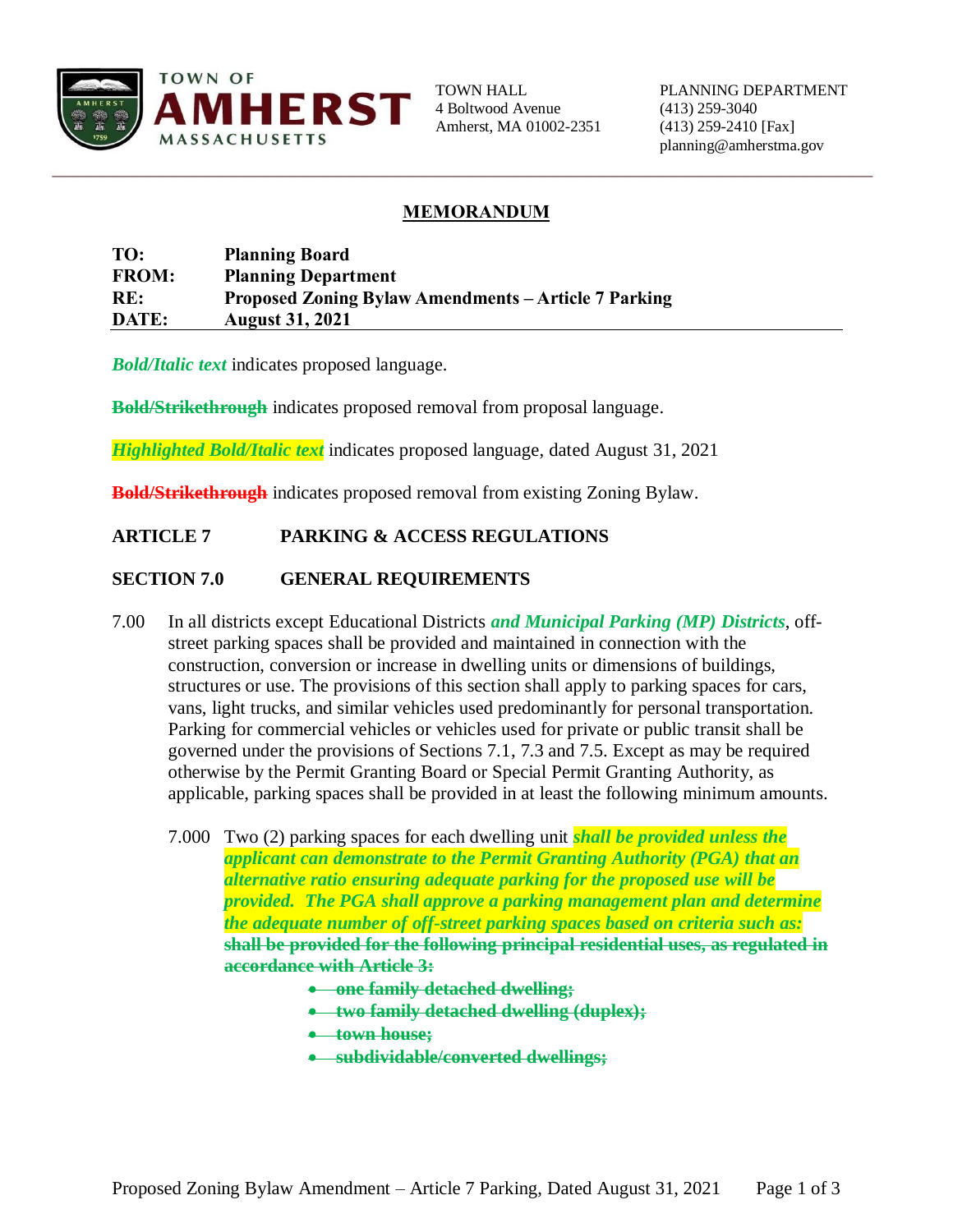TOWN OF **AMHERST** MASSACHUSETTS

TOWN HALL
4 Boltwood Avenue
Amherst, MA 01002-2351

PLANNING DEPARTMENT
(413) 259-3040
(413) 259-2410 [Fax]
planning@amherstma.gov

## MEMORANDUM

**TO:** **Planning Board**
**FROM:** **Planning Department**
**RE:** **Proposed Zoning Bylaw Amendments – Article 7 Parking**
**DATE:** **August 31, 2021**

***Bold/Italic text*** indicates proposed language.

**~~Bold/Strikethrough~~** indicates proposed removal from proposal language.

***Highlighted Bold/Italic text*** indicates proposed language, dated August 31, 2021

**~~Bold/Strikethrough~~** indicates proposed removal from existing Zoning Bylaw.

## ARTICLE 7 PARKING & ACCESS REGULATIONS

## SECTION 7.0 GENERAL REQUIREMENTS

7.00 In all districts except Educational Districts ***and Municipal Parking (MP) Districts***, off-street parking spaces shall be provided and maintained in connection with the construction, conversion or increase in dwelling units or dimensions of buildings, structures or use. The provisions of this section shall apply to parking spaces for cars, vans, light trucks, and similar vehicles used predominantly for personal transportation. Parking for commercial vehicles or vehicles used for private or public transit shall be governed under the provisions of Sections 7.1, 7.3 and 7.5. Except as may be required otherwise by the Permit Granting Board or Special Permit Granting Authority, as applicable, parking spaces shall be provided in at least the following minimum amounts.

7.000 Two (2) parking spaces for each dwelling unit ***shall be provided unless the applicant can demonstrate to the Permit Granting Authority (PGA) that an alternative ratio ensuring adequate parking for the proposed use will be provided. The PGA shall approve a parking management plan and determine the adequate number of off-street parking spaces based on criteria such as:*** **~~shall be provided for the following principal residential uses, as regulated in accordance with Article 3:~~**

- **~~one family detached dwelling;~~**
- **~~two family detached dwelling (duplex);~~**
- **~~town house;~~**
- **~~subdividable/converted dwellings;~~**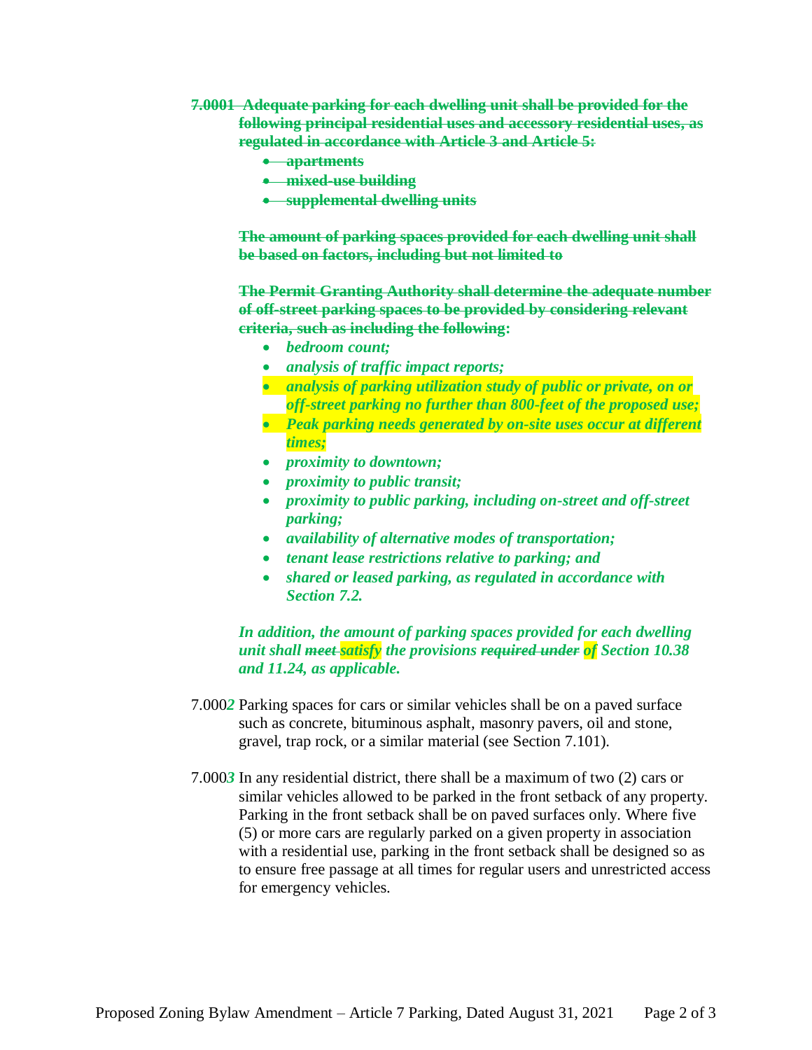~~**7.0001 Adequate parking for each dwelling unit shall be provided for the following principal residential uses and accessory residential uses, as regulated in accordance with Article 3 and Article 5:**~~

- ~~**apartments**~~
- ~~**mixed-use building**~~
- ~~**supplemental dwelling units**~~

~~**The amount of parking spaces provided for each dwelling unit shall be based on factors, including but not limited to**~~

~~**The Permit Granting Authority shall determine the adequate number of off-street parking spaces to be provided by considering relevant criteria, such as including the following**~~**:**

- ***bedroom count;***
- ***analysis of traffic impact reports;***
- ***analysis of parking utilization study of public or private, on or off-street parking no further than 800-feet of the proposed use;***
- ***Peak parking needs generated by on-site uses occur at different times;***
- ***proximity to downtown;***
- ***proximity to public transit;***
- ***proximity to public parking, including on-street and off-street parking;***
- ***availability of alternative modes of transportation;***
- ***tenant lease restrictions relative to parking; and***
- ***shared or leased parking, as regulated in accordance with Section 7.2.***

***In addition, the amount of parking spaces provided for each dwelling unit shall ~~meet~~ satisfy the provisions ~~required under~~ of Section 10.38 and 11.24, as applicable.***

7.000***2*** Parking spaces for cars or similar vehicles shall be on a paved surface such as concrete, bituminous asphalt, masonry pavers, oil and stone, gravel, trap rock, or a similar material (see Section 7.101).

7.000***3*** In any residential district, there shall be a maximum of two (2) cars or similar vehicles allowed to be parked in the front setback of any property. Parking in the front setback shall be on paved surfaces only. Where five (5) or more cars are regularly parked on a given property in association with a residential use, parking in the front setback shall be designed so as to ensure free passage at all times for regular users and unrestricted access for emergency vehicles.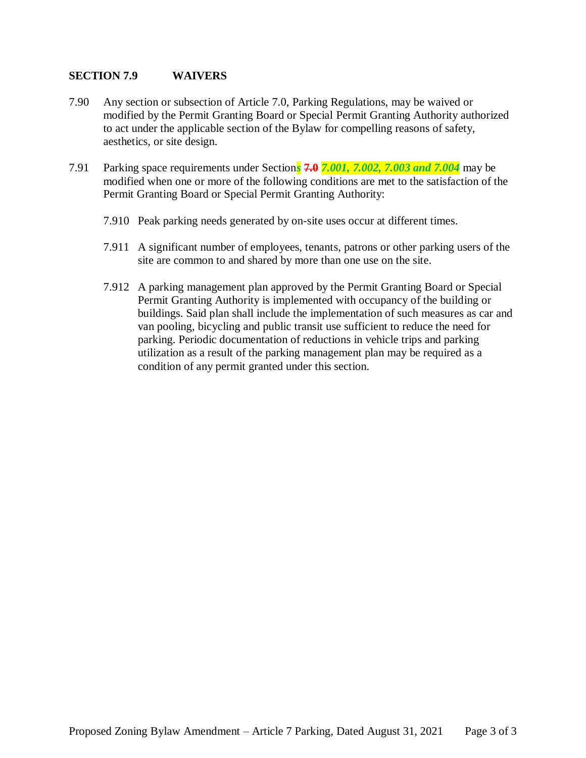## SECTION 7.9 WAIVERS

7.90 Any section or subsection of Article 7.0, Parking Regulations, may be waived or modified by the Permit Granting Board or Special Permit Granting Authority authorized to act under the applicable section of the Bylaw for compelling reasons of safety, aesthetics, or site design.

7.91 Parking space requirements under Section***s*** ~~7.0~~ ***7.001, 7.002, 7.003 and 7.004*** may be modified when one or more of the following conditions are met to the satisfaction of the Permit Granting Board or Special Permit Granting Authority:

- 7.910 Peak parking needs generated by on-site uses occur at different times.

- 7.911 A significant number of employees, tenants, patrons or other parking users of the site are common to and shared by more than one use on the site.

- 7.912 A parking management plan approved by the Permit Granting Board or Special Permit Granting Authority is implemented with occupancy of the building or buildings. Said plan shall include the implementation of such measures as car and van pooling, bicycling and public transit use sufficient to reduce the need for parking. Periodic documentation of reductions in vehicle trips and parking utilization as a result of the parking management plan may be required as a condition of any permit granted under this section.